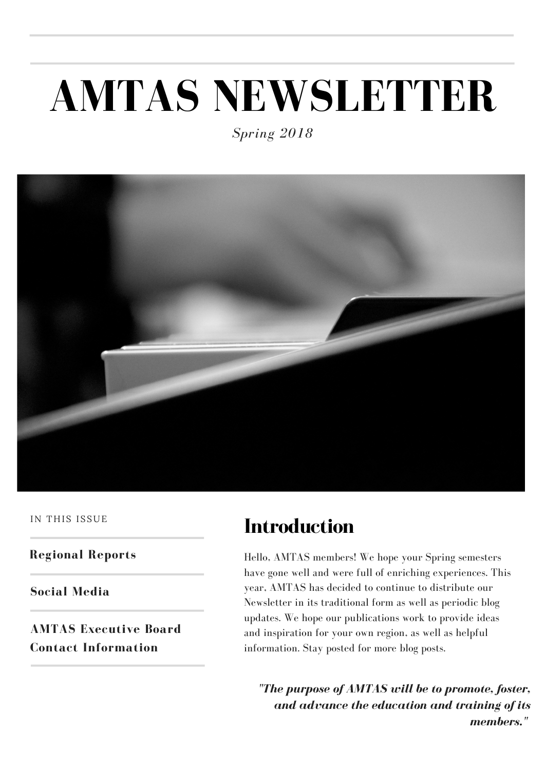# AMTAS NEWSLETTER

*Spring 2018*

IN THIS ISSUE

**Regional Reports**

**Social Media**

**AMTAS Executive Board Contact Information**

## Introduction

Hello, AMTAS members! We hope your Spring semesters have gone well and were full of enriching experiences. This year, AMTAS has decided to continue to distribute our Newsletter in its traditional form as well as periodic blog updates. We hope our publications work to provide ideas and inspiration for your own region, as well as helpful information. Stay posted for more blog posts.

***"The purpose of AMTAS will be to promote, foster, and advance the education and training of its members."***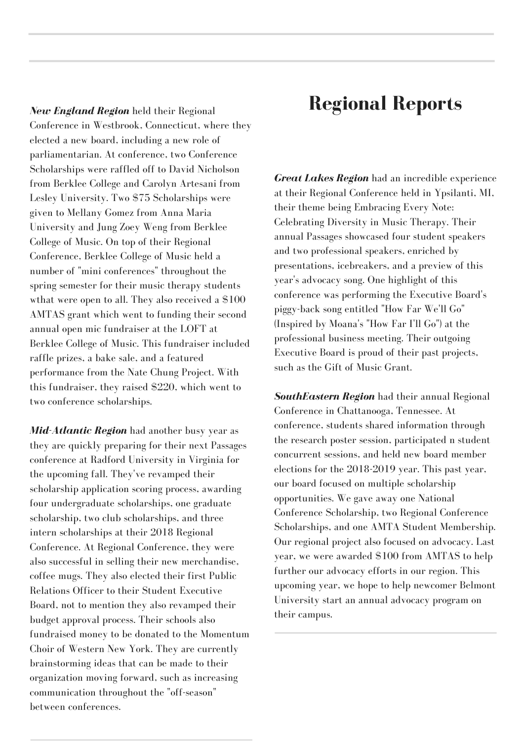# Regional Reports

***New England Region*** held their Regional Conference in Westbrook, Connecticut, where they elected a new board, including a new role of parliamentarian. At conference, two Conference Scholarships were raffled off to David Nicholson from Berklee College and Carolyn Artesani from Lesley University. Two $75 Scholarships were given to Mellany Gomez from Anna Maria University and Jung Zoey Weng from Berklee College of Music. On top of their Regional Conference, Berklee College of Music held a number of "mini conferences" throughout the spring semester for their music therapy students wthat were open to all. They also received a $100 AMTAS grant which went to funding their second annual open mic fundraiser at the LOFT at Berklee College of Music. This fundraiser included raffle prizes, a bake sale, and a featured performance from the Nate Chung Project. With this fundraiser, they raised $220, which went to two conference scholarships.

***Mid-Atlantic Region*** had another busy year as they are quickly preparing for their next Passages conference at Radford University in Virginia for the upcoming fall. They've revamped their scholarship application scoring process, awarding four undergraduate scholarships, one graduate scholarship, two club scholarships, and three intern scholarships at their 2018 Regional Conference. At Regional Conference, they were also successful in selling their new merchandise, coffee mugs. They also elected their first Public Relations Officer to their Student Executive Board, not to mention they also revamped their budget approval process. Their schools also fundraised money to be donated to the Momentum Choir of Western New York. They are currently brainstorming ideas that can be made to their organization moving forward, such as increasing communication throughout the "off-season" between conferences.

***Great Lakes Region*** had an incredible experience at their Regional Conference held in Ypsilanti, MI, their theme being Embracing Every Note: Celebrating Diversity in Music Therapy. Their annual Passages showcased four student speakers and two professional speakers, enriched by presentations, icebreakers, and a preview of this year's advocacy song. One highlight of this conference was performing the Executive Board's piggy-back song entitled "How Far We'll Go" (Inspired by Moana's "How Far I'll Go") at the professional business meeting. Their outgoing Executive Board is proud of their past projects, such as the Gift of Music Grant.

***SouthEastern Region*** had their annual Regional Conference in Chattanooga, Tennessee. At conference, students shared information through the research poster session, participated n student concurrent sessions, and held new board member elections for the 2018-2019 year. This past year, our board focused on multiple scholarship opportunities. We gave away one National Conference Scholarship, two Regional Conference Scholarships, and one AMTA Student Membership. Our regional project also focused on advocacy. Last year, we were awarded $100 from AMTAS to help further our advocacy efforts in our region. This upcoming year, we hope to help newcomer Belmont University start an annual advocacy program on their campus.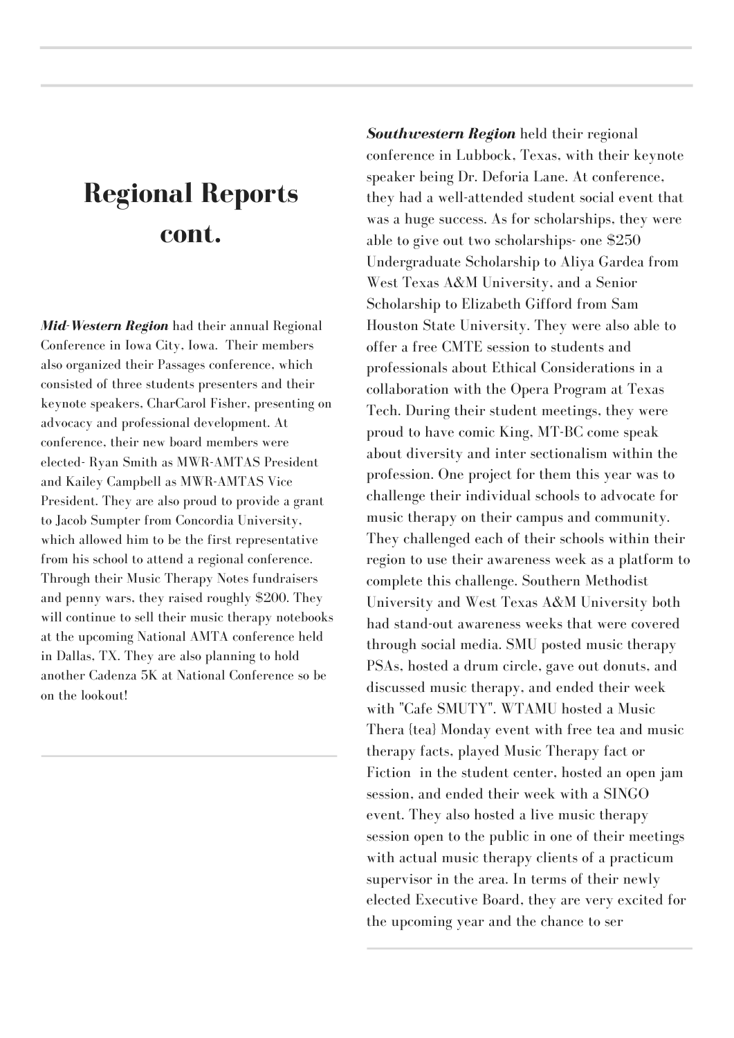# Regional Reports cont.

***Mid-Western Region*** had their annual Regional Conference in Iowa City, Iowa. Their members also organized their Passages conference, which consisted of three students presenters and their keynote speakers, CharCarol Fisher, presenting on advocacy and professional development. At conference, their new board members were elected- Ryan Smith as MWR-AMTAS President and Kailey Campbell as MWR-AMTAS Vice President. They are also proud to provide a grant to Jacob Sumpter from Concordia University, which allowed him to be the first representative from his school to attend a regional conference. Through their Music Therapy Notes fundraisers and penny wars, they raised roughly $200. They will continue to sell their music therapy notebooks at the upcoming National AMTA conference held in Dallas, TX. They are also planning to hold another Cadenza 5K at National Conference so be on the lookout!

***Southwestern Region*** held their regional conference in Lubbock, Texas, with their keynote speaker being Dr. Deforia Lane. At conference, they had a well-attended student social event that was a huge success. As for scholarships, they were able to give out two scholarships- one $250 Undergraduate Scholarship to Aliya Gardea from West Texas A&M University, and a Senior Scholarship to Elizabeth Gifford from Sam Houston State University. They were also able to offer a free CMTE session to students and professionals about Ethical Considerations in a collaboration with the Opera Program at Texas Tech. During their student meetings, they were proud to have comic King, MT-BC come speak about diversity and inter sectionalism within the profession. One project for them this year was to challenge their individual schools to advocate for music therapy on their campus and community. They challenged each of their schools within their region to use their awareness week as a platform to complete this challenge. Southern Methodist University and West Texas A&M University both had stand-out awareness weeks that were covered through social media. SMU posted music therapy PSAs, hosted a drum circle, gave out donuts, and discussed music therapy, and ended their week with "Cafe SMUTY". WTAMU hosted a Music Thera (tea) Monday event with free tea and music therapy facts, played Music Therapy fact or Fiction in the student center, hosted an open jam session, and ended their week with a SINGO event. They also hosted a live music therapy session open to the public in one of their meetings with actual music therapy clients of a practicum supervisor in the area. In terms of their newly elected Executive Board, they are very excited for the upcoming year and the chance to ser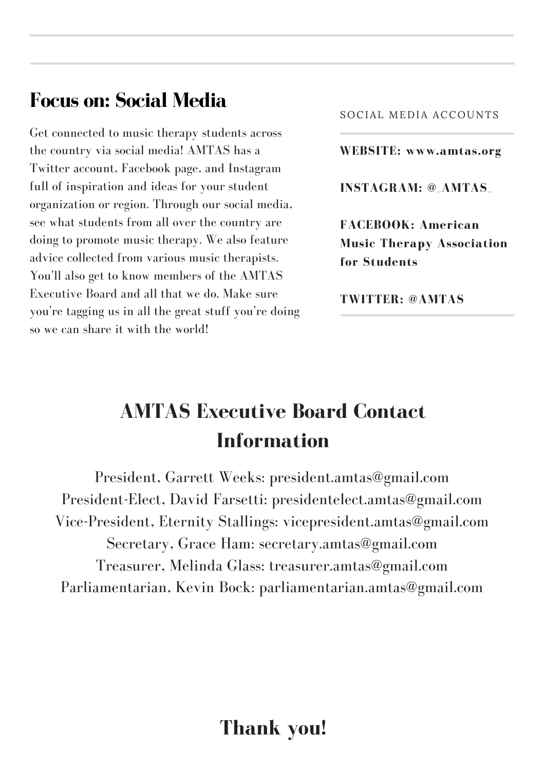## Focus on: Social Media

Get connected to music therapy students across the country via social media! AMTAS has a Twitter account, Facebook page, and Instagram full of inspiration and ideas for your student organization or region. Through our social media, see what students from all over the country are doing to promote music therapy. We also feature advice collected from various music therapists. You'll also get to know members of the AMTAS Executive Board and all that we do. Make sure you're tagging us in all the great stuff you're doing so we can share it with the world!

SOCIAL MEDIA ACCOUNTS

**WEBSITE: www.amtas.org**

**INSTAGRAM: @_AMTAS_**

**FACEBOOK: American Music Therapy Association for Students**

**TWITTER: @AMTAS**

## AMTAS Executive Board Contact Information

President, Garrett Weeks: president.amtas@gmail.com
President-Elect, David Farsetti: presidentelect.amtas@gmail.com
Vice-President, Eternity Stallings: vicepresident.amtas@gmail.com
Secretary, Grace Ham: secretary.amtas@gmail.com
Treasurer, Melinda Glass: treasurer.amtas@gmail.com
Parliamentarian, Kevin Bock: parliamentarian.amtas@gmail.com

## Thank you!